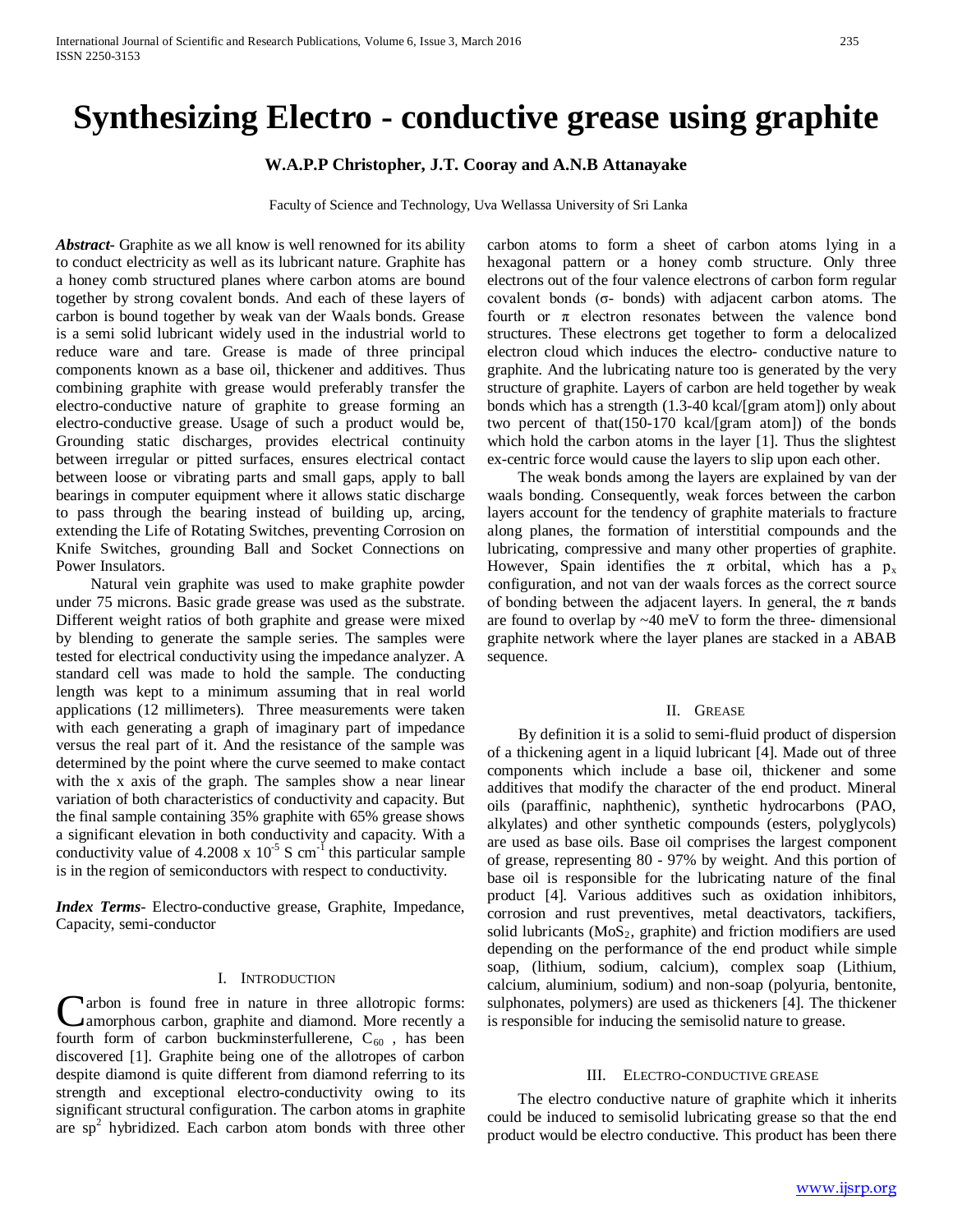# Synthesizing Electro - conductive grease using graphite

**W.A.P.P Christopher, J.T. Cooray and A.N.B Attanayake**

Faculty of Science and Technology, Uva Wellassa University of Sri Lanka

***Abstract***- Graphite as we all know is well renowned for its ability to conduct electricity as well as its lubricant nature. Graphite has a honey comb structured planes where carbon atoms are bound together by strong covalent bonds. And each of these layers of carbon is bound together by weak van der Waals bonds. Grease is a semi solid lubricant widely used in the industrial world to reduce ware and tare. Grease is made of three principal components known as a base oil, thickener and additives. Thus combining graphite with grease would preferably transfer the electro-conductive nature of graphite to grease forming an electro-conductive grease. Usage of such a product would be, Grounding static discharges, provides electrical continuity between irregular or pitted surfaces, ensures electrical contact between loose or vibrating parts and small gaps, apply to ball bearings in computer equipment where it allows static discharge to pass through the bearing instead of building up, arcing, extending the Life of Rotating Switches, preventing Corrosion on Knife Switches, grounding Ball and Socket Connections on Power Insulators.

Natural vein graphite was used to make graphite powder under 75 microns. Basic grade grease was used as the substrate. Different weight ratios of both graphite and grease were mixed by blending to generate the sample series. The samples were tested for electrical conductivity using the impedance analyzer. A standard cell was made to hold the sample. The conducting length was kept to a minimum assuming that in real world applications (12 millimeters). Three measurements were taken with each generating a graph of imaginary part of impedance versus the real part of it. And the resistance of the sample was determined by the point where the curve seemed to make contact with the x axis of the graph. The samples show a near linear variation of both characteristics of conductivity and capacity. But the final sample containing 35% graphite with 65% grease shows a significant elevation in both conductivity and capacity. With a conductivity value of $4.2008 \times 10^{-5}$ S $cm^{-1}$ this particular sample is in the region of semiconductors with respect to conductivity.

***Index Terms***- Electro-conductive grease, Graphite, Impedance, Capacity, semi-conductor

## I. Introduction

Carbon is found free in nature in three allotropic forms: amorphous carbon, graphite and diamond. More recently a fourth form of carbon buckminsterfullerene, $C_{60}$ , has been discovered [1]. Graphite being one of the allotropes of carbon despite diamond is quite different from diamond referring to its strength and exceptional electro-conductivity owing to its significant structural configuration. The carbon atoms in graphite are $sp^2$ hybridized. Each carbon atom bonds with three other carbon atoms to form a sheet of carbon atoms lying in a hexagonal pattern or a honey comb structure. Only three electrons out of the four valence electrons of carbon form regular covalent bonds (σ- bonds) with adjacent carbon atoms. The fourth or π electron resonates between the valence bond structures. These electrons get together to form a delocalized electron cloud which induces the electro- conductive nature to graphite. And the lubricating nature too is generated by the very structure of graphite. Layers of carbon are held together by weak bonds which has a strength (1.3-40 kcal/[gram atom]) only about two percent of that(150-170 kcal/[gram atom]) of the bonds which hold the carbon atoms in the layer [1]. Thus the slightest ex-centric force would cause the layers to slip upon each other.

The weak bonds among the layers are explained by van der waals bonding. Consequently, weak forces between the carbon layers account for the tendency of graphite materials to fracture along planes, the formation of interstitial compounds and the lubricating, compressive and many other properties of graphite. However, Spain identifies the π orbital, which has a $p_x$ configuration, and not van der waals forces as the correct source of bonding between the adjacent layers. In general, the π bands are found to overlap by ~40 meV to form the three- dimensional graphite network where the layer planes are stacked in a ABAB sequence.

## II. Grease

By definition it is a solid to semi-fluid product of dispersion of a thickening agent in a liquid lubricant [4]. Made out of three components which include a base oil, thickener and some additives that modify the character of the end product. Mineral oils (paraffinic, naphthenic), synthetic hydrocarbons (PAO, alkylates) and other synthetic compounds (esters, polyglycols) are used as base oils. Base oil comprises the largest component of grease, representing 80 - 97% by weight. And this portion of base oil is responsible for the lubricating nature of the final product [4]. Various additives such as oxidation inhibitors, corrosion and rust preventives, metal deactivators, tackifiers, solid lubricants ($MoS_2$, graphite) and friction modifiers are used depending on the performance of the end product while simple soap, (lithium, sodium, calcium), complex soap (Lithium, calcium, aluminium, sodium) and non-soap (polyuria, bentonite, sulphonates, polymers) are used as thickeners [4]. The thickener is responsible for inducing the semisolid nature to grease.

## III. Electro-conductive grease

The electro conductive nature of graphite which it inherits could be induced to semisolid lubricating grease so that the end product would be electro conductive. This product has been there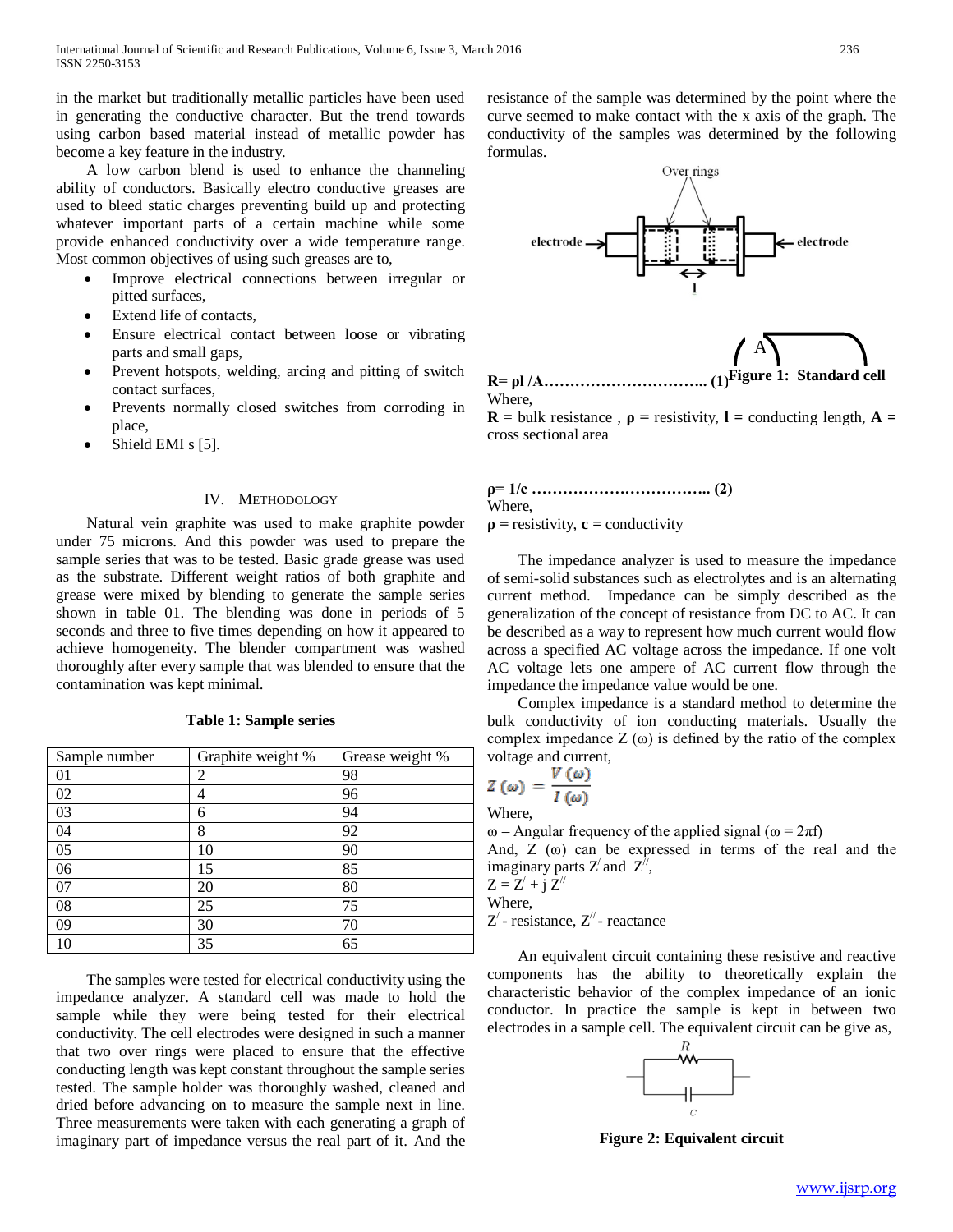in the market but traditionally metallic particles have been used in generating the conductive character. But the trend towards using carbon based material instead of metallic powder has become a key feature in the industry.

A low carbon blend is used to enhance the channeling ability of conductors. Basically electro conductive greases are used to bleed static charges preventing build up and protecting whatever important parts of a certain machine while some provide enhanced conductivity over a wide temperature range. Most common objectives of using such greases are to,

- Improve electrical connections between irregular or pitted surfaces,
- Extend life of contacts,
- Ensure electrical contact between loose or vibrating parts and small gaps,
- Prevent hotspots, welding, arcing and pitting of switch contact surfaces,
- Prevents normally closed switches from corroding in place,
- Shield EMI s [5].

## IV. Methodology

Natural vein graphite was used to make graphite powder under 75 microns. And this powder was used to prepare the sample series that was to be tested. Basic grade grease was used as the substrate. Different weight ratios of both graphite and grease were mixed by blending to generate the sample series shown in table 01. The blending was done in periods of 5 seconds and three to five times depending on how it appeared to achieve homogeneity. The blender compartment was washed thoroughly after every sample that was blended to ensure that the contamination was kept minimal.

**Table 1: Sample series**

| Sample number | Graphite weight % | Grease weight % |
|---|---|---|
| 01 | 2 | 98 |
| 02 | 4 | 96 |
| 03 | 6 | 94 |
| 04 | 8 | 92 |
| 05 | 10 | 90 |
| 06 | 15 | 85 |
| 07 | 20 | 80 |
| 08 | 25 | 75 |
| 09 | 30 | 70 |
| 10 | 35 | 65 |

The samples were tested for electrical conductivity using the impedance analyzer. A standard cell was made to hold the sample while they were being tested for their electrical conductivity. The cell electrodes were designed in such a manner that two over rings were placed to ensure that the effective conducting length was kept constant throughout the sample series tested. The sample holder was thoroughly washed, cleaned and dried before advancing on to measure the sample next in line. Three measurements were taken with each generating a graph of imaginary part of impedance versus the real part of it. And the resistance of the sample was determined by the point where the curve seemed to make contact with the x axis of the graph. The conductivity of the samples was determined by the following formulas.

**Figure 1: Standard cell**

**R= ρl /A………………………….. (1)**

Where,

**R** = bulk resistance , **ρ** = resistivity, **l** = conducting length, **A** = cross sectional area

**ρ= 1/c …………………………….. (2)**

Where,

**ρ** = resistivity, **c** = conductivity

The impedance analyzer is used to measure the impedance of semi-solid substances such as electrolytes and is an alternating current method. Impedance can be simply described as the generalization of the concept of resistance from DC to AC. It can be described as a way to represent how much current would flow across a specified AC voltage across the impedance. If one volt AC voltage lets one ampere of AC current flow through the impedance the impedance value would be one.

Complex impedance is a standard method to determine the bulk conductivity of ion conducting materials. Usually the complex impedance Z (ω) is defined by the ratio of the complex voltage and current,

$$Z(\omega) = \frac{V(\omega)}{I(\omega)}$$

Where,

ω – Angular frequency of the applied signal ($\omega = 2\pi f$)

And, Z (ω) can be expressed in terms of the real and the imaginary parts $Z^{/}$ and $Z^{//}$,

$Z = Z^{/} + j\, Z^{//}$

Where,

$Z^{/}$ - resistance, $Z^{//}$ - reactance

An equivalent circuit containing these resistive and reactive components has the ability to theoretically explain the characteristic behavior of the complex impedance of an ionic conductor. In practice the sample is kept in between two electrodes in a sample cell. The equivalent circuit can be give as,

**Figure 2: Equivalent circuit**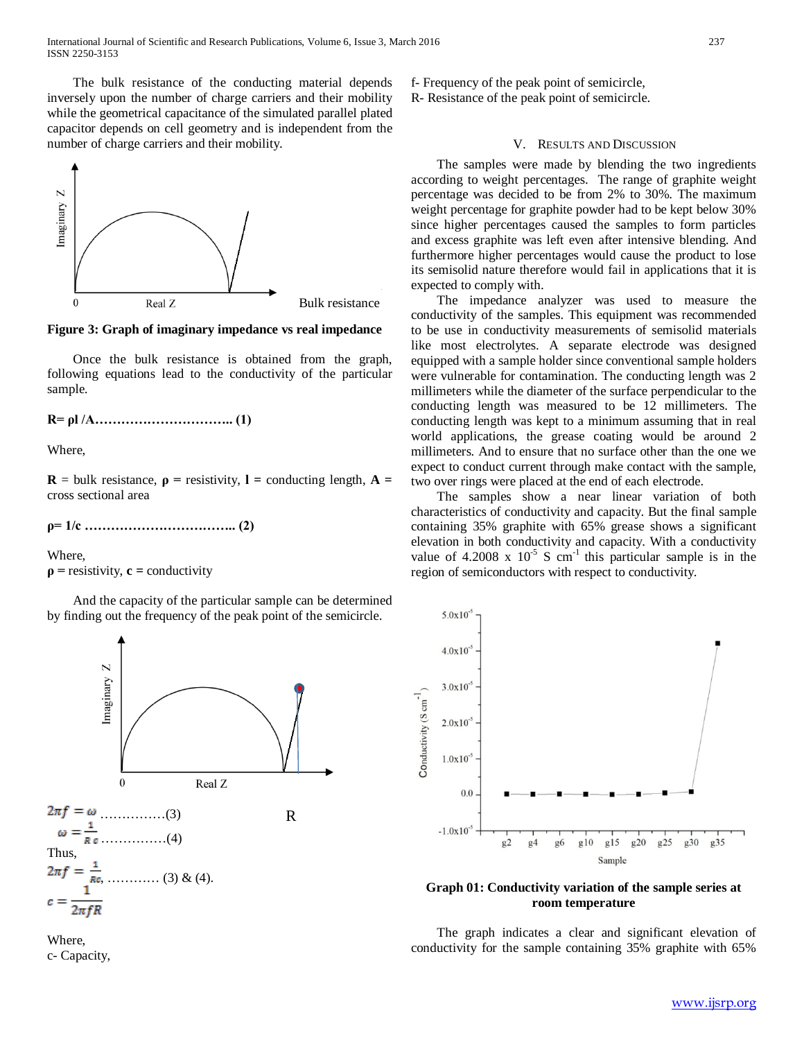The bulk resistance of the conducting material depends inversely upon the number of charge carriers and their mobility while the geometrical capacitance of the simulated parallel plated capacitor depends on cell geometry and is independent from the number of charge carriers and their mobility.

Imaginary Z

0 Real Z Bulk resistance

**Figure 3: Graph of imaginary impedance vs real impedance**

Once the bulk resistance is obtained from the graph, following equations lead to the conductivity of the particular sample.

**$R = \rho l / A$………………………….. (1)**

Where,

**R** = bulk resistance, **ρ** = resistivity, **l** = conducting length, **A** = cross sectional area

**$\rho = 1/c$ …………………………….. (2)**

Where,
**ρ** = resistivity, **c** = conductivity

And the capacity of the particular sample can be determined by finding out the frequency of the peak point of the semicircle.

Imaginary Z

0 Real Z

R

$2\pi f = \omega$ ……………(3)

$\omega = \frac{1}{Rc}$ ……………(4)

Thus,

$2\pi f = \frac{1}{Rc}$, ………… (3) & (4).

$$c = \frac{1}{2\pi f R}$$

Where,
c- Capacity,
f- Frequency of the peak point of semicircle,
R- Resistance of the peak point of semicircle.

## V. Results and Discussion

The samples were made by blending the two ingredients according to weight percentages. The range of graphite weight percentage was decided to be from 2% to 30%. The maximum weight percentage for graphite powder had to be kept below 30% since higher percentages caused the samples to form particles and excess graphite was left even after intensive blending. And furthermore higher percentages would cause the product to lose its semisolid nature therefore would fail in applications that it is expected to comply with.

The impedance analyzer was used to measure the conductivity of the samples. This equipment was recommended to be use in conductivity measurements of semisolid materials like most electrolytes. A separate electrode was designed equipped with a sample holder since conventional sample holders were vulnerable for contamination. The conducting length was 2 millimeters while the diameter of the surface perpendicular to the conducting length was measured to be 12 millimeters. The conducting length was kept to a minimum assuming that in real world applications, the grease coating would be around 2 millimeters. And to ensure that no surface other than the one we expect to conduct current through make contact with the sample, two over rings were placed at the end of each electrode.

The samples show a near linear variation of both characteristics of conductivity and capacity. But the final sample containing 35% graphite with 65% grease shows a significant elevation in both conductivity and capacity. With a conductivity value of $4.2008 \times 10^{-5}$ S $cm^{-1}$ this particular sample is in the region of semiconductors with respect to conductivity.

Conductivity (S $cm^{-1}$)

Sample

g2 g4 g6 g10 g15 g20 g25 g30 g35

**Graph 01: Conductivity variation of the sample series at room temperature**

The graph indicates a clear and significant elevation of conductivity for the sample containing 35% graphite with 65%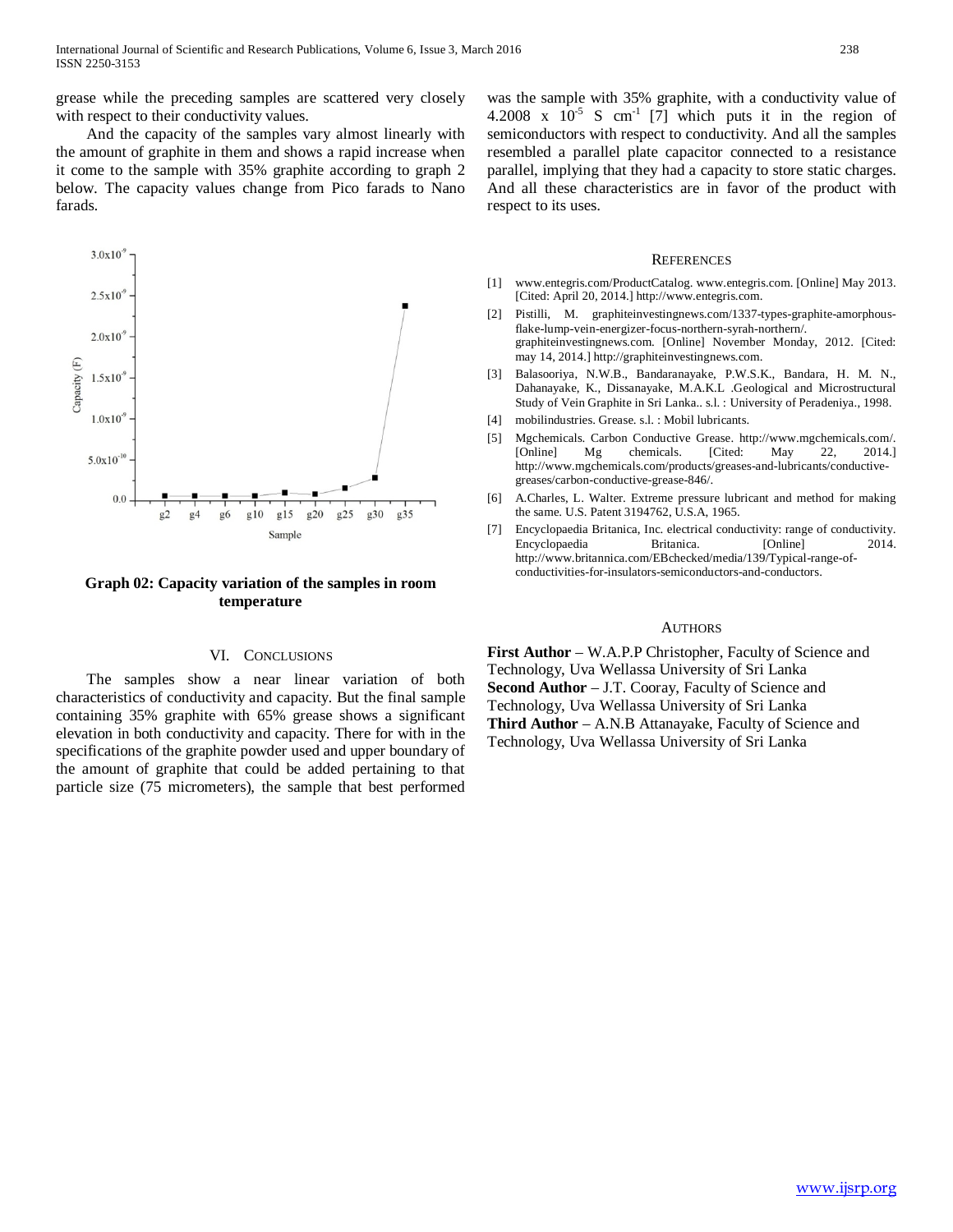grease while the preceding samples are scattered very closely with respect to their conductivity values.

And the capacity of the samples vary almost linearly with the amount of graphite in them and shows a rapid increase when it come to the sample with 35% graphite according to graph 2 below. The capacity values change from Pico farads to Nano farads.

3.0x10$^{-9}$
2.5x10$^{-9}$
2.0x10$^{-9}$
1.5x10$^{-9}$
1.0x10$^{-9}$
5.0x10$^{-10}$
0.0
Capacity (F)
g2 g4 g6 g10 g15 g20 g25 g30 g35
Sample

**Graph 02: Capacity variation of the samples in room temperature**

## VI. Conclusions

The samples show a near linear variation of both characteristics of conductivity and capacity. But the final sample containing 35% graphite with 65% grease shows a significant elevation in both conductivity and capacity. There for with in the specifications of the graphite powder used and upper boundary of the amount of graphite that could be added pertaining to that particle size (75 micrometers), the sample that best performed was the sample with 35% graphite, with a conductivity value of 4.2008 x $10^{-5}$ S $cm^{-1}$ [7] which puts it in the region of semiconductors with respect to conductivity. And all the samples resembled a parallel plate capacitor connected to a resistance parallel, implying that they had a capacity to store static charges. And all these characteristics are in favor of the product with respect to its uses.

## References

[1] www.entegris.com/ProductCatalog. www.entegris.com. [Online] May 2013. [Cited: April 20, 2014.] http://www.entegris.com.

[2] Pistilli, M. graphiteinvestingnews.com/1337-types-graphite-amorphous-flake-lump-vein-energizer-focus-northern-syrah-northern/. graphiteinvestingnews.com. [Online] November Monday, 2012. [Cited: may 14, 2014.] http://graphiteinvestingnews.com.

[3] Balasooriya, N.W.B., Bandaranayake, P.W.S.K., Bandara, H. M. N., Dahanayake, K., Dissanayake, M.A.K.L .Geological and Microstructural Study of Vein Graphite in Sri Lanka.. s.l. : University of Peradeniya., 1998.

[4] mobilindustries. Grease. s.l. : Mobil lubricants.

[5] Mgchemicals. Carbon Conductive Grease. http://www.mgchemicals.com/. [Online] Mg chemicals. [Cited: May 22, 2014.] http://www.mgchemicals.com/products/greases-and-lubricants/conductive-greases/carbon-conductive-grease-846/.

[6] A.Charles, L. Walter. Extreme pressure lubricant and method for making the same. U.S. Patent 3194762, U.S.A, 1965.

[7] Encyclopaedia Britanica, Inc. electrical conductivity: range of conductivity. Encyclopaedia Britanica. [Online] 2014. http://www.britannica.com/EBchecked/media/139/Typical-range-of-conductivities-for-insulators-semiconductors-and-conductors.

## Authors

**First Author** – W.A.P.P Christopher, Faculty of Science and Technology, Uva Wellassa University of Sri Lanka

**Second Author** – J.T. Cooray, Faculty of Science and Technology, Uva Wellassa University of Sri Lanka

**Third Author** – A.N.B Attanayake, Faculty of Science and Technology, Uva Wellassa University of Sri Lanka